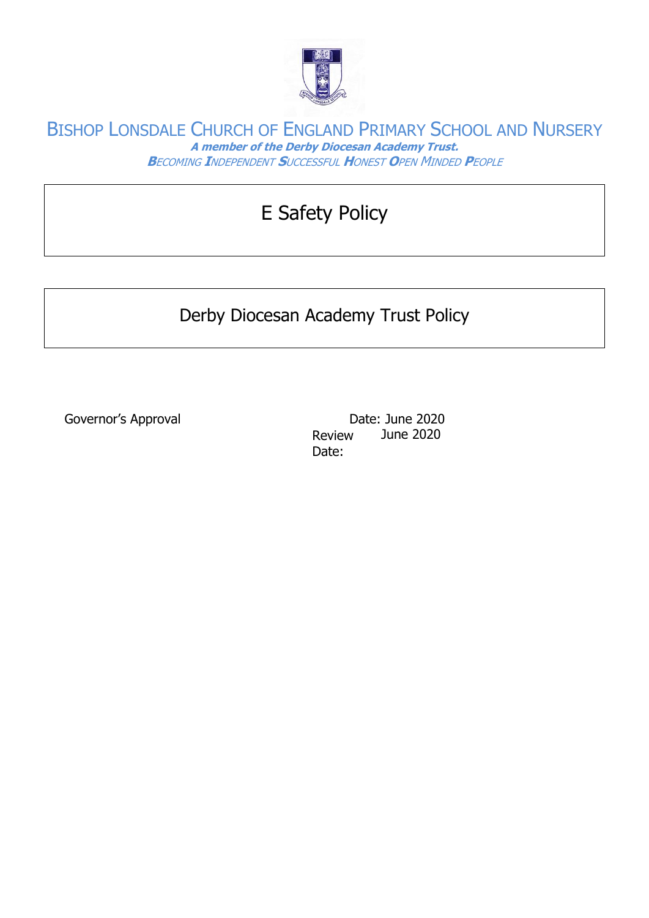# Bishop Lonsdale Church of England Primary School and Nursery

***A member of the Derby Diocesan Academy Trust.***

*Becoming Independent Successful Honest Open Minded People*

## E Safety Policy

## Derby Diocesan Academy Trust Policy

Governor's Approval Date: June 2020

Review Date: June 2020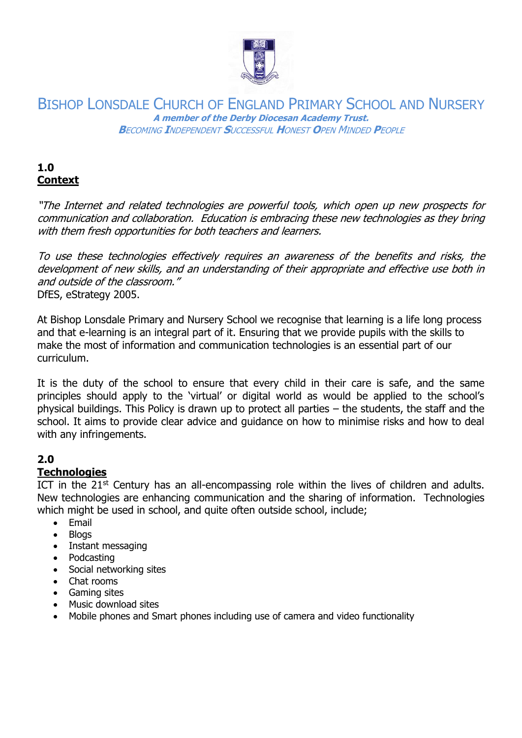# BISHOP LONSDALE CHURCH OF ENGLAND PRIMARY SCHOOL AND NURSERY

***A member of the Derby Diocesan Academy Trust.***

***BECOMING INDEPENDENT SUCCESSFUL HONEST OPEN MINDED PEOPLE***

## 1.0 Context

*"The Internet and related technologies are powerful tools, which open up new prospects for communication and collaboration. Education is embracing these new technologies as they bring with them fresh opportunities for both teachers and learners.*

*To use these technologies effectively requires an awareness of the benefits and risks, the development of new skills, and an understanding of their appropriate and effective use both in and outside of the classroom."*

DfES, eStrategy 2005.

At Bishop Lonsdale Primary and Nursery School we recognise that learning is a life long process and that e-learning is an integral part of it. Ensuring that we provide pupils with the skills to make the most of information and communication technologies is an essential part of our curriculum.

It is the duty of the school to ensure that every child in their care is safe, and the same principles should apply to the 'virtual' or digital world as would be applied to the school's physical buildings. This Policy is drawn up to protect all parties – the students, the staff and the school. It aims to provide clear advice and guidance on how to minimise risks and how to deal with any infringements.

## 2.0 Technologies

ICT in the 21st Century has an all-encompassing role within the lives of children and adults. New technologies are enhancing communication and the sharing of information. Technologies which might be used in school, and quite often outside school, include;

- Email
- Blogs
- Instant messaging
- Podcasting
- Social networking sites
- Chat rooms
- Gaming sites
- Music download sites
- Mobile phones and Smart phones including use of camera and video functionality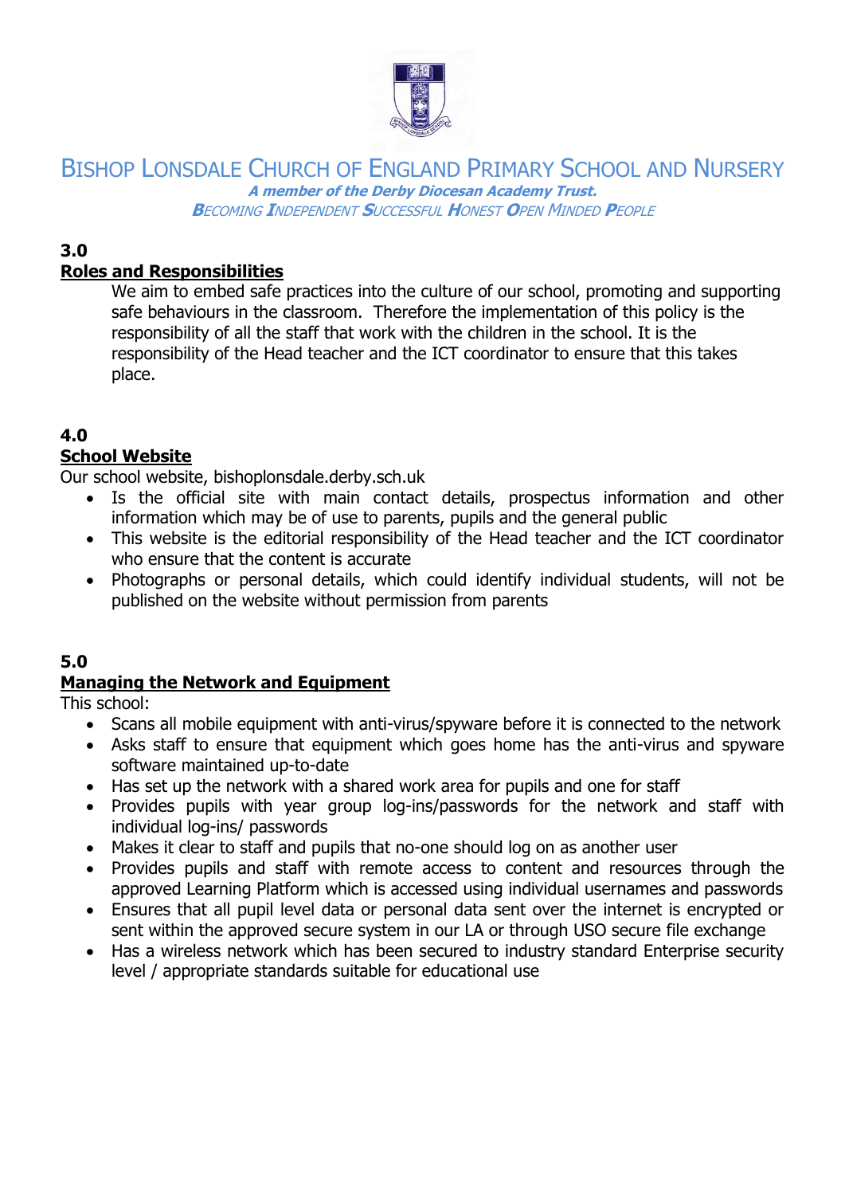### 3.0
### Roles and Responsibilities

We aim to embed safe practices into the culture of our school, promoting and supporting safe behaviours in the classroom. Therefore the implementation of this policy is the responsibility of all the staff that work with the children in the school. It is the responsibility of the Head teacher and the ICT coordinator to ensure that this takes place.

### 4.0
### School Website

Our school website, bishoplonsdale.derby.sch.uk

- Is the official site with main contact details, prospectus information and other information which may be of use to parents, pupils and the general public
- This website is the editorial responsibility of the Head teacher and the ICT coordinator who ensure that the content is accurate
- Photographs or personal details, which could identify individual students, will not be published on the website without permission from parents

### 5.0
### Managing the Network and Equipment

This school:

- Scans all mobile equipment with anti-virus/spyware before it is connected to the network
- Asks staff to ensure that equipment which goes home has the anti-virus and spyware software maintained up-to-date
- Has set up the network with a shared work area for pupils and one for staff
- Provides pupils with year group log-ins/passwords for the network and staff with individual log-ins/ passwords
- Makes it clear to staff and pupils that no-one should log on as another user
- Provides pupils and staff with remote access to content and resources through the approved Learning Platform which is accessed using individual usernames and passwords
- Ensures that all pupil level data or personal data sent over the internet is encrypted or sent within the approved secure system in our LA or through USO secure file exchange
- Has a wireless network which has been secured to industry standard Enterprise security level / appropriate standards suitable for educational use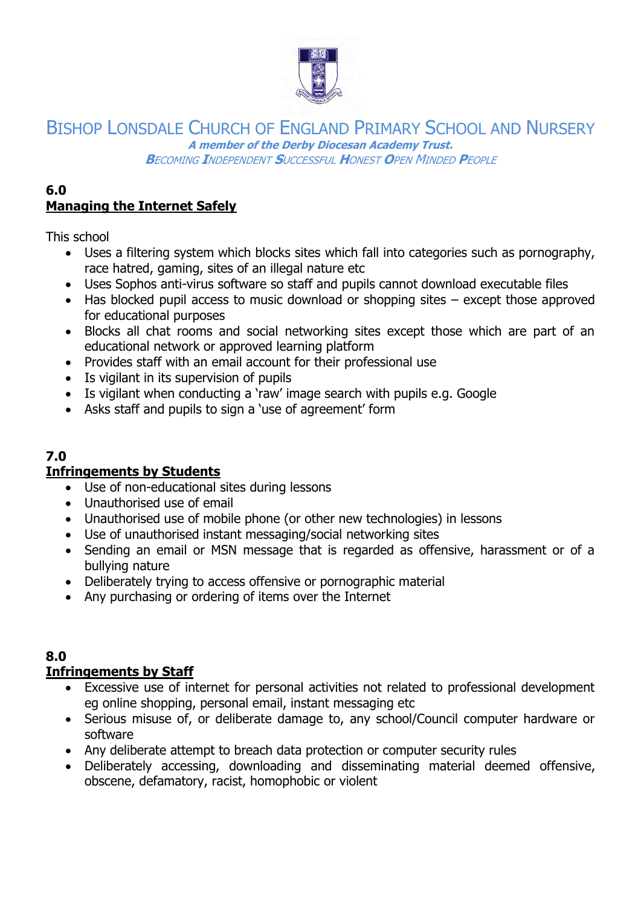# Bishop Lonsdale Church of England Primary School and Nursery

***A member of the Derby Diocesan Academy Trust.***

*Becoming Independent Successful Honest Open Minded People*

**6.0**

## Managing the Internet Safely

This school

- Uses a filtering system which blocks sites which fall into categories such as pornography, race hatred, gaming, sites of an illegal nature etc
- Uses Sophos anti-virus software so staff and pupils cannot download executable files
- Has blocked pupil access to music download or shopping sites – except those approved for educational purposes
- Blocks all chat rooms and social networking sites except those which are part of an educational network or approved learning platform
- Provides staff with an email account for their professional use
- Is vigilant in its supervision of pupils
- Is vigilant when conducting a 'raw' image search with pupils e.g. Google
- Asks staff and pupils to sign a 'use of agreement' form

**7.0**

## Infringements by Students

- Use of non-educational sites during lessons
- Unauthorised use of email
- Unauthorised use of mobile phone (or other new technologies) in lessons
- Use of unauthorised instant messaging/social networking sites
- Sending an email or MSN message that is regarded as offensive, harassment or of a bullying nature
- Deliberately trying to access offensive or pornographic material
- Any purchasing or ordering of items over the Internet

**8.0**

## Infringements by Staff

- Excessive use of internet for personal activities not related to professional development eg online shopping, personal email, instant messaging etc
- Serious misuse of, or deliberate damage to, any school/Council computer hardware or software
- Any deliberate attempt to breach data protection or computer security rules
- Deliberately accessing, downloading and disseminating material deemed offensive, obscene, defamatory, racist, homophobic or violent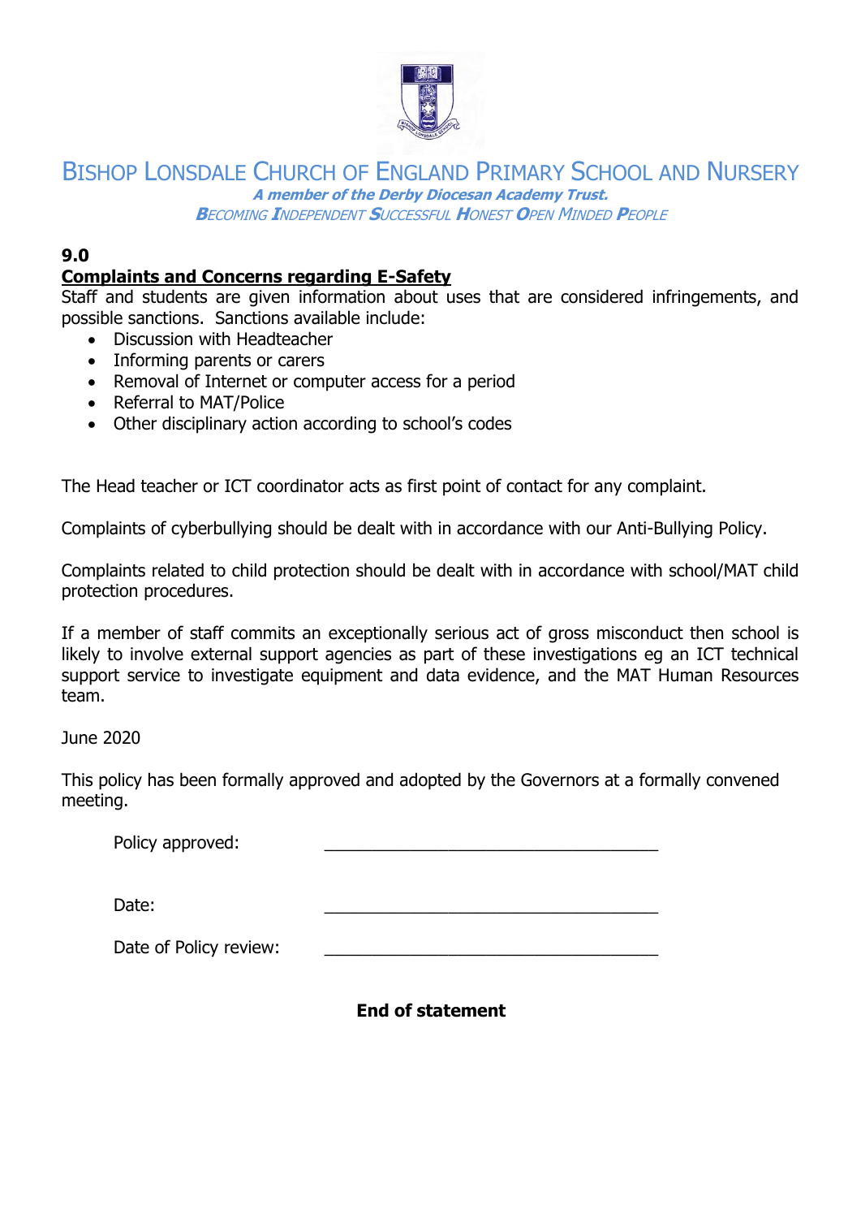# Bishop Lonsdale Church of England Primary School and Nursery

***A member of the Derby Diocesan Academy Trust.***

*Becoming Independent Successful Honest Open Minded People*

**9.0**

**Complaints and Concerns regarding E-Safety**

Staff and students are given information about uses that are considered infringements, and possible sanctions. Sanctions available include:

- Discussion with Headteacher
- Informing parents or carers
- Removal of Internet or computer access for a period
- Referral to MAT/Police
- Other disciplinary action according to school's codes

The Head teacher or ICT coordinator acts as first point of contact for any complaint.

Complaints of cyberbullying should be dealt with in accordance with our Anti-Bullying Policy.

Complaints related to child protection should be dealt with in accordance with school/MAT child protection procedures.

If a member of staff commits an exceptionally serious act of gross misconduct then school is likely to involve external support agencies as part of these investigations eg an ICT technical support service to investigate equipment and data evidence, and the MAT Human Resources team.

June 2020

This policy has been formally approved and adopted by the Governors at a formally convened meeting.

Policy approved: ____________________________________

Date: ____________________________________

Date of Policy review: ____________________________________

**End of statement**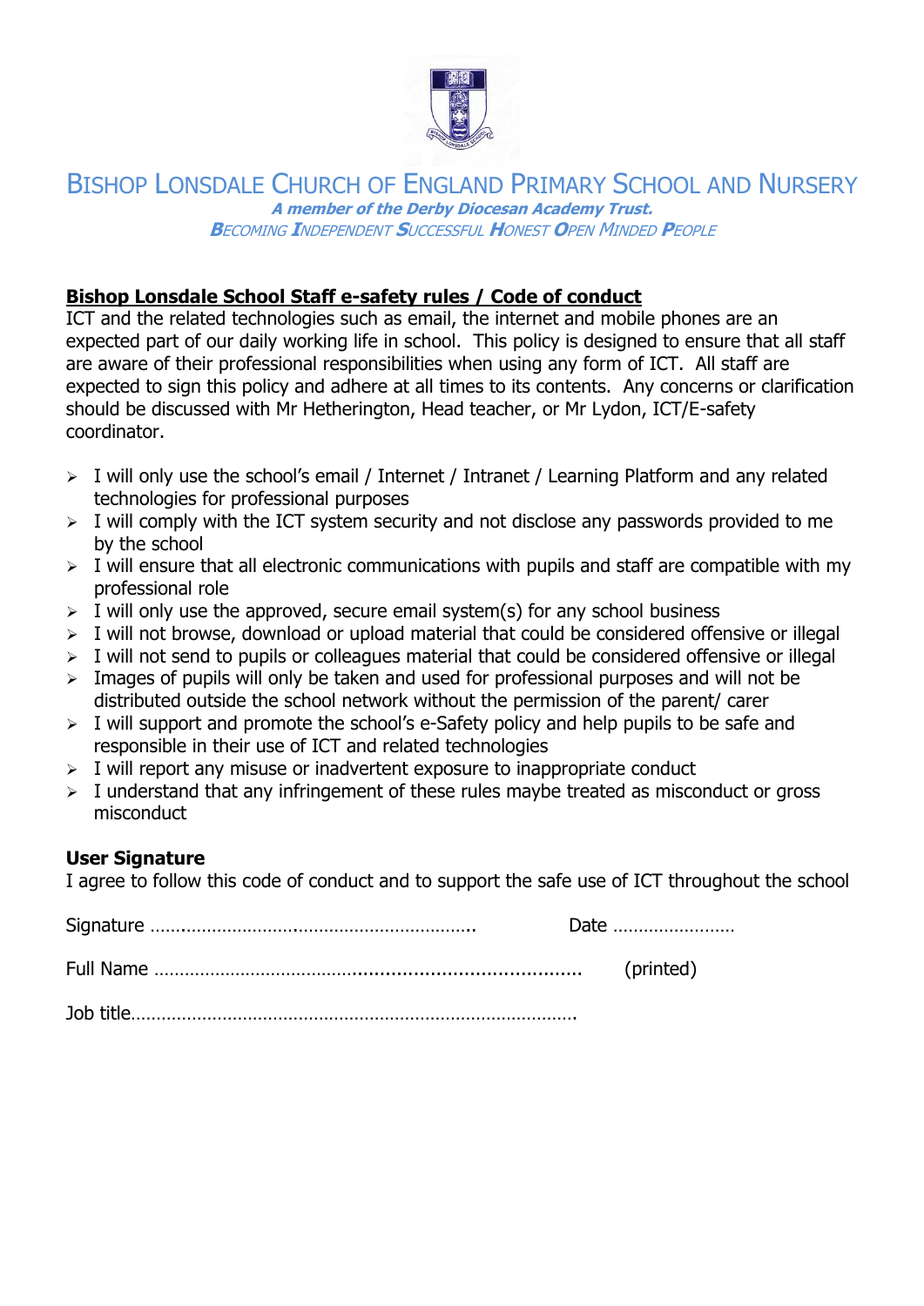# Bishop Lonsdale Church of England Primary School and Nursery

***A member of the Derby Diocesan Academy Trust.***

*Becoming Independent Successful Honest Open Minded People*

**<u>Bishop Lonsdale School Staff e-safety rules / Code of conduct</u>**

ICT and the related technologies such as email, the internet and mobile phones are an expected part of our daily working life in school. This policy is designed to ensure that all staff are aware of their professional responsibilities when using any form of ICT. All staff are expected to sign this policy and adhere at all times to its contents. Any concerns or clarification should be discussed with Mr Hetherington, Head teacher, or Mr Lydon, ICT/E-safety coordinator.

- I will only use the school's email / Internet / Intranet / Learning Platform and any related technologies for professional purposes
- I will comply with the ICT system security and not disclose any passwords provided to me by the school
- I will ensure that all electronic communications with pupils and staff are compatible with my professional role
- I will only use the approved, secure email system(s) for any school business
- I will not browse, download or upload material that could be considered offensive or illegal
- I will not send to pupils or colleagues material that could be considered offensive or illegal
- Images of pupils will only be taken and used for professional purposes and will not be distributed outside the school network without the permission of the parent/ carer
- I will support and promote the school's e-Safety policy and help pupils to be safe and responsible in their use of ICT and related technologies
- I will report any misuse or inadvertent exposure to inappropriate conduct
- I understand that any infringement of these rules maybe treated as misconduct or gross misconduct

**User Signature**

I agree to follow this code of conduct and to support the safe use of ICT throughout the school

Signature ……………………………………………………….. Date ……………………

Full Name ………………………………………………………………………. (printed)

Job title…………………………………………………………………………….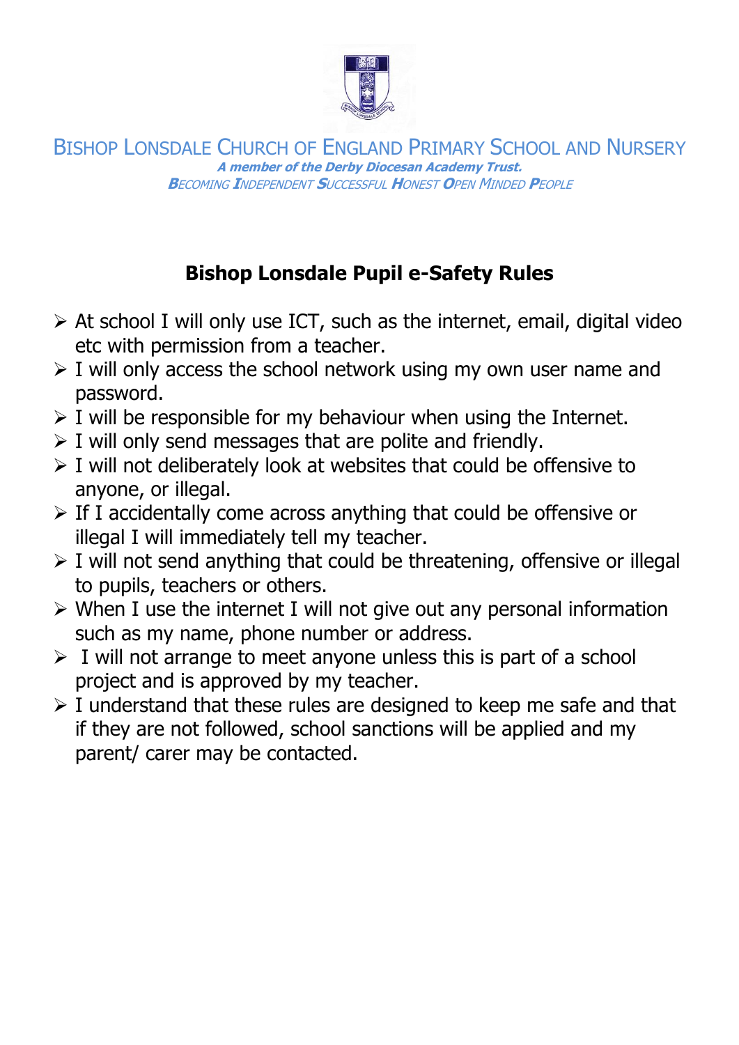BISHOP LONSDALE CHURCH OF ENGLAND PRIMARY SCHOOL AND NURSERY

***A member of the Derby Diocesan Academy Trust.***

*BECOMING INDEPENDENT SUCCESSFUL HONEST OPEN MINDED PEOPLE*

## Bishop Lonsdale Pupil e-Safety Rules

- At school I will only use ICT, such as the internet, email, digital video etc with permission from a teacher.
- I will only access the school network using my own user name and password.
- I will be responsible for my behaviour when using the Internet.
- I will only send messages that are polite and friendly.
- I will not deliberately look at websites that could be offensive to anyone, or illegal.
- If I accidentally come across anything that could be offensive or illegal I will immediately tell my teacher.
- I will not send anything that could be threatening, offensive or illegal to pupils, teachers or others.
- When I use the internet I will not give out any personal information such as my name, phone number or address.
- I will not arrange to meet anyone unless this is part of a school project and is approved by my teacher.
- I understand that these rules are designed to keep me safe and that if they are not followed, school sanctions will be applied and my parent/ carer may be contacted.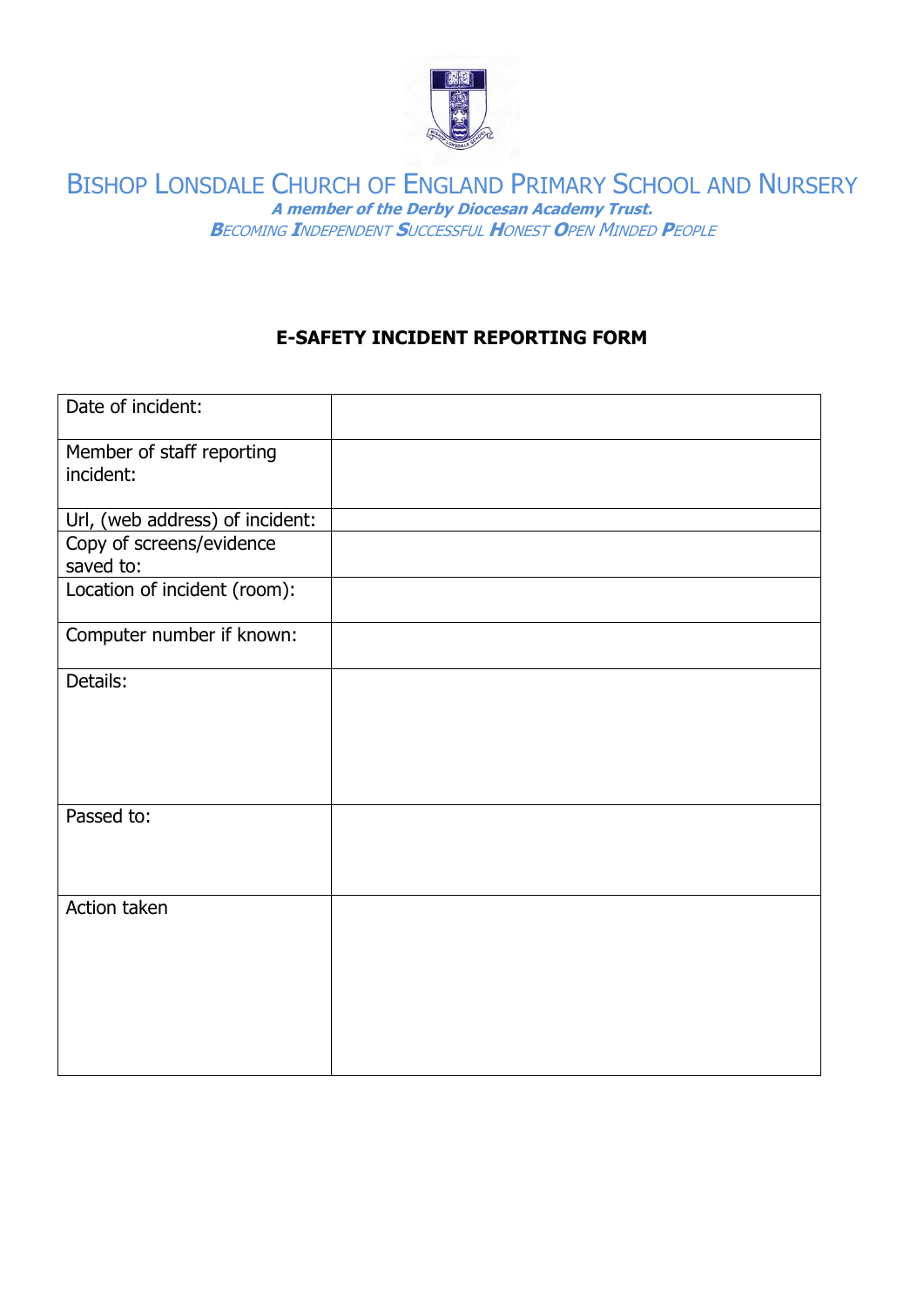Bishop Lonsdale Church of England Primary School and Nursery

***A member of the Derby Diocesan Academy Trust.***

*Becoming Independent Successful Honest Open Minded People*

**E-SAFETY INCIDENT REPORTING FORM**

| Date of incident: | |
|---|---|
| Member of staff reporting incident: | |
| Url, (web address) of incident: | |
| Copy of screens/evidence saved to: | |
| Location of incident (room): | |
| Computer number if known: | |
| Details: | |
| Passed to: | |
| Action taken | |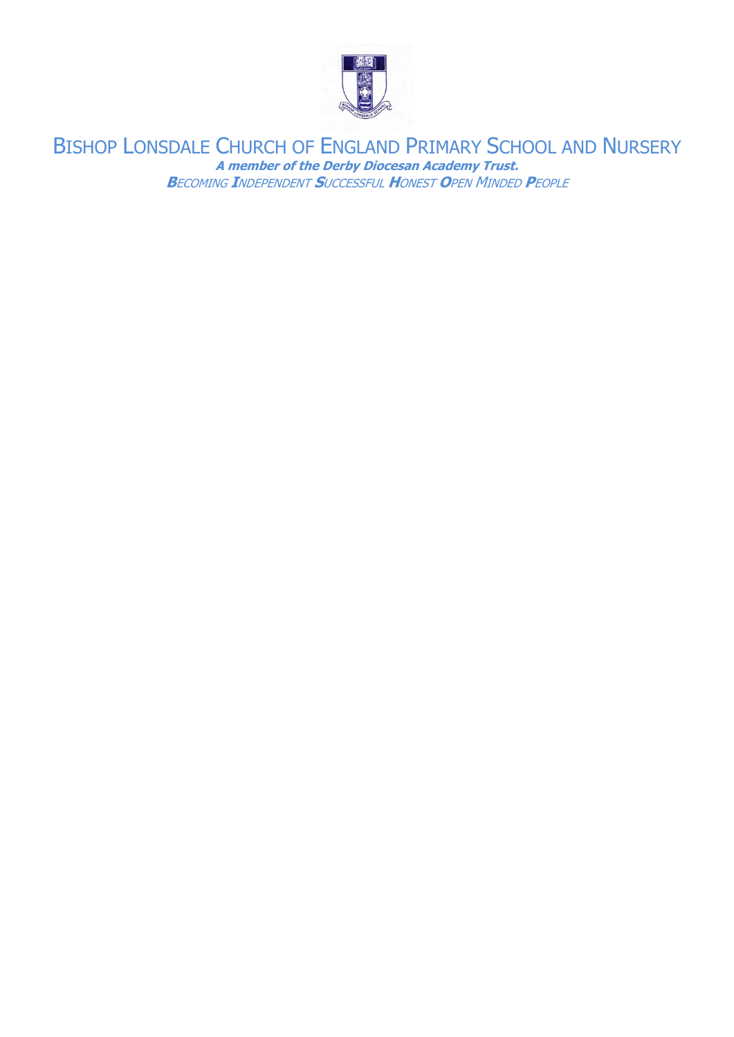# Bishop Lonsdale Church of England Primary School and Nursery

***A member of the Derby Diocesan Academy Trust.***

*Becoming Independent Successful Honest Open Minded People*